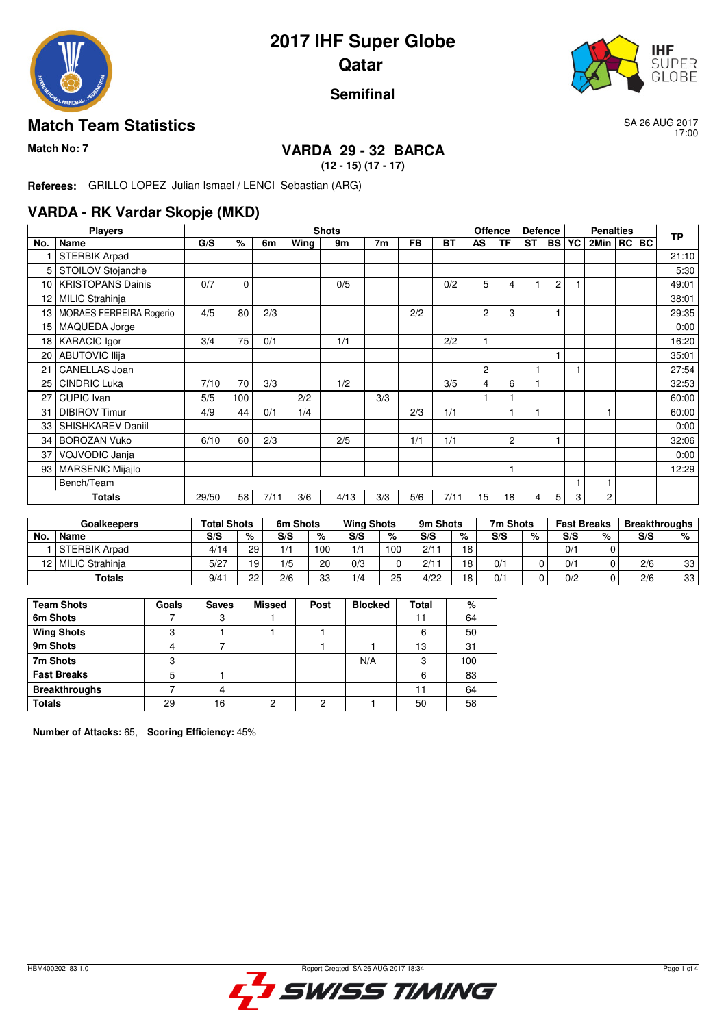# 2017 IHF Super Globe
# Qatar
## Semifinal

## Match Team Statistics

SA 26 AUG 2017
17:00

**Match No: 7**

### VARDA 29 - 32 BARCA
**(12 - 15) (17 - 17)**

**Referees:** GRILLO LOPEZ Julian Ismael / LENCI Sebastian (ARG)

## VARDA - RK Vardar Skopje (MKD)

| Players | | Shots | | | | | | | | Offence | | Defence | | Penalties | | | | TP |
|---|---|---|---|---|---|---|---|---|---|---|---|---|---|---|---|---|---|---|
| No. | Name | G/S | % | 6m | Wing | 9m | 7m | FB | BT | AS | TF | ST | BS | YC | 2Min | RC | BC | |
| 1 | STERBIK Arpad | | | | | | | | | | | | | | | | | 21:10 |
| 5 | STOILOV Stojanche | | | | | | | | | | | | | | | | | 5:30 |
| 10 | KRISTOPANS Dainis | 0/7 | 0 | | | 0/5 | | | 0/2 | 5 | 4 | 1 | 2 | 1 | | | | 49:01 |
| 12 | MILIC Strahinja | | | | | | | | | | | | | | | | | 38:01 |
| 13 | MORAES FERREIRA Rogerio | 4/5 | 80 | 2/3 | | | | 2/2 | | 2 | 3 | | 1 | | | | | 29:35 |
| 15 | MAQUEDA Jorge | | | | | | | | | | | | | | | | | 0:00 |
| 18 | KARACIC Igor | 3/4 | 75 | 0/1 | | 1/1 | | | 2/2 | 1 | | | | | | | | 16:20 |
| 20 | ABUTOVIC Ilija | | | | | | | | | | | | 1 | | | | | 35:01 |
| 21 | CANELLAS Joan | | | | | | | | | 2 | | 1 | | 1 | | | | 27:54 |
| 25 | CINDRIC Luka | 7/10 | 70 | 3/3 | | 1/2 | | | 3/5 | 4 | 6 | 1 | | | | | | 32:53 |
| 27 | CUPIC Ivan | 5/5 | 100 | | 2/2 | | 3/3 | | | 1 | 1 | | | | | | | 60:00 |
| 31 | DIBIROV Timur | 4/9 | 44 | 0/1 | 1/4 | | | 2/3 | 1/1 | | 1 | 1 | | | 1 | | | 60:00 |
| 33 | SHISHKAREV Daniil | | | | | | | | | | | | | | | | | 0:00 |
| 34 | BOROZAN Vuko | 6/10 | 60 | 2/3 | | 2/5 | | 1/1 | 1/1 | | 2 | | 1 | | | | | 32:06 |
| 37 | VOJVODIC Janja | | | | | | | | | | | | | | | | | 0:00 |
| 93 | MARSENIC Mijajlo | | | | | | | | | | 1 | | | | | | | 12:29 |
| | Bench/Team | | | | | | | | | | | | | 1 | 1 | | | |
| | **Totals** | 29/50 | 58 | 7/11 | 3/6 | 4/13 | 3/3 | 5/6 | 7/11 | 15 | 18 | 4 | 5 | 3 | 2 | | | |

| Goalkeepers | | Total Shots | | 6m Shots | | Wing Shots | | 9m Shots | | 7m Shots | | Fast Breaks | | Breakthroughs | |
|---|---|---|---|---|---|---|---|---|---|---|---|---|---|---|---|
| No. | Name | S/S | % | S/S | % | S/S | % | S/S | % | S/S | % | S/S | % | S/S | % |
| 1 | STERBIK Arpad | 4/14 | 29 | 1/1 | 100 | 1/1 | 100 | 2/11 | 18 | | | 0/1 | 0 | | |
| 12 | MILIC Strahinja | 5/27 | 19 | 1/5 | 20 | 0/3 | 0 | 2/11 | 18 | 0/1 | 0 | 0/1 | 0 | 2/6 | 33 |
| | **Totals** | 9/41 | 22 | 2/6 | 33 | 1/4 | 25 | 4/22 | 18 | 0/1 | 0 | 0/2 | 0 | 2/6 | 33 |

| Team Shots | Goals | Saves | Missed | Post | Blocked | Total | % |
|---|---|---|---|---|---|---|---|
| **6m Shots** | 7 | 3 | 1 | | | 11 | 64 |
| **Wing Shots** | 3 | 1 | 1 | 1 | | 6 | 50 |
| **9m Shots** | 4 | 7 | | 1 | 1 | 13 | 31 |
| **7m Shots** | 3 | | | | N/A | 3 | 100 |
| **Fast Breaks** | 5 | 1 | | | | 6 | 83 |
| **Breakthroughs** | 7 | 4 | | | | 11 | 64 |
| **Totals** | 29 | 16 | 2 | 2 | 1 | 50 | 58 |

**Number of Attacks:** 65, **Scoring Efficiency:** 45%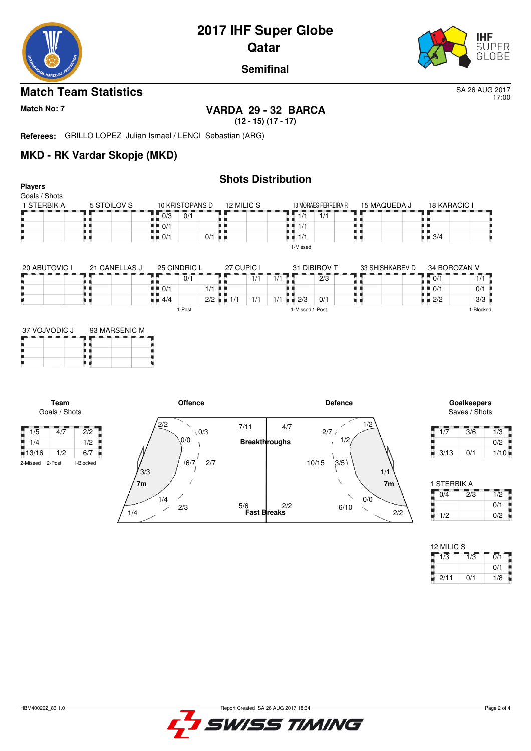# 2017 IHF Super Globe
## Qatar
### Semifinal

## Match Team Statistics

SA 26 AUG 2017
17:00

**Match No: 7**

**VARDA 29 - 32 BARCA**
**(12 - 15) (17 - 17)**

**Referees:** GRILLO LOPEZ Julian Ismael / LENCI Sebastian (ARG)

## MKD - RK Vardar Skopje (MKD)

### Shots Distribution

**Players**
Goals / Shots

**1 STERBIK A**

| | | |
|---|---|---|
| | | |
| | | |
| | | |

**5 STOILOV S**

| | | |
|---|---|---|
| | | |
| | | |
| | | |

**10 KRISTOPANS D**

| | | |
|---|---|---|
| 0/3 | 0/1 | |
| 0/1 | | |
| 0/1 | | 0/1 |

**12 MILIC S**

| | | |
|---|---|---|
| | | |
| | | |
| | | |

**13 MORAES FERREIRA R**

| | | |
|---|---|---|
| 1/1 | 1/1 | |
| 1/1 | | |
| 1/1 | | |

1-Missed

**15 MAQUEDA J**

| | | |
|---|---|---|
| | | |
| | | |
| | | |

**18 KARACIC I**

| | | |
|---|---|---|
| | | |
| | | |
| 3/4 | | |

**20 ABUTOVIC I**

| | | |
|---|---|---|
| | | |
| | | |
| | | |

**21 CANELLAS J**

| | | |
|---|---|---|
| | | |
| | | |
| | | |

**25 CINDRIC L**

| | | |
|---|---|---|
| | 0/1 | |
| 0/1 | | 1/1 |
| 4/4 | | 2/2 |

1-Post

**27 CUPIC I**

| | | |
|---|---|---|
| | | 1/1 |
| | | |
| 1/1 | | 1/1 |

**31 DIBIROV T**

| | | |
|---|---|---|
| 1/1 | 2/3 | |
| | | |
| 1/1 2/3 | 0/1 | |

1-Missed 1-Post

**33 SHISHKAREV D**

| | | |
|---|---|---|
| | | |
| | | |
| | | |

**34 BOROZAN V**

| | | |
|---|---|---|
| 0/1 | | 1/1 |
| 0/1 | | 0/1 |
| 2/2 | | 3/3 |

1-Blocked

**37 VOJVODIC J**

| | | |
|---|---|---|
| | | |
| | | |
| | | |

**93 MARSENIC M**

| | | |
|---|---|---|
| | | |
| | | |
| | | |

**Team**
Goals / Shots

| | | |
|---|---|---|
| 1/5 | 4/7 | 2/2 |
| 1/4 | | 1/2 |
| 13/16 | 1/2 | 6/7 |

2-Missed 2-Post 1-Blocked

**Offence**

2/2, 0/3, 0/0, 3/3, /6/7, 2/7, 7m, 1/4, 1/4, 2/3

**Breakthroughs**: 7/11 (Offence), 4/7 (Defence)

**Fast Breaks**: 5/6 (Offence), 2/2 (Defence)

**Defence**

2/7, 1/2, 1/2, 10/15, 3/5, 1/1, 7m, 0/0, 6/10, 2/2

**Goalkeepers**
Saves / Shots

| | | |
|---|---|---|
| 1/7 | 3/6 | 1/3 |
| | | 0/2 |
| 3/13 | 0/1 | 1/10 |

**1 STERBIK A**

| | | |
|---|---|---|
| 0/4 | 2/3 | 1/2 |
| | | 0/1 |
| 1/2 | | 0/2 |

**12 MILIC S**

| | | |
|---|---|---|
| 1/3 | 1/3 | 0/1 |
| | | 0/1 |
| 2/11 | 0/1 | 1/8 |

HBM400202_83 1.0 — Report Created SA 26 AUG 2017 18:34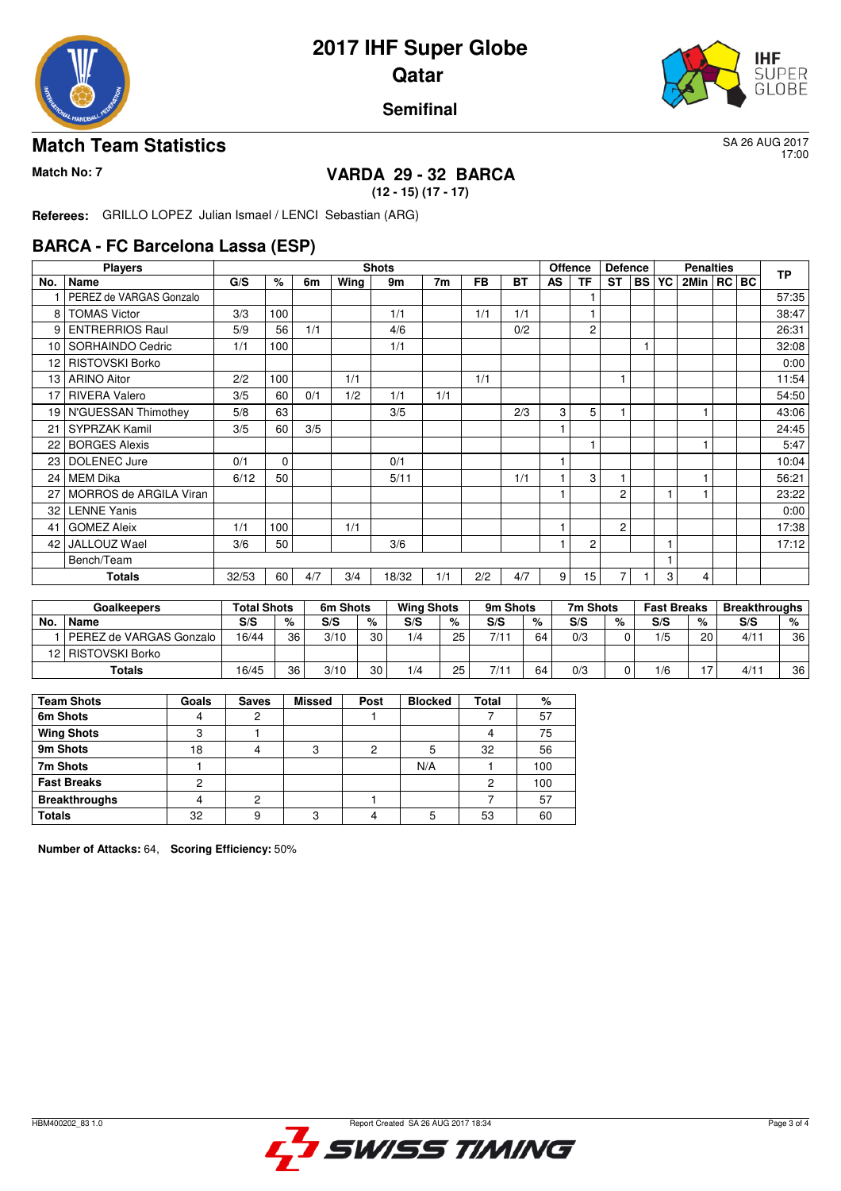# 2017 IHF Super Globe
## Qatar
### Semifinal

## Match Team Statistics

SA 26 AUG 2017
17:00

**Match No: 7**

### VARDA 29 - 32 BARCA
**(12 - 15) (17 - 17)**

**Referees:** GRILLO LOPEZ Julian Ismael / LENCI Sebastian (ARG)

## BARCA - FC Barcelona Lassa (ESP)

| Players | | Shots | | | | | | | | Offence | | Defence | | Penalties | | | | TP |
|---|---|---|---|---|---|---|---|---|---|---|---|---|---|---|---|---|---|---|
| No. | Name | G/S | % | 6m | Wing | 9m | 7m | FB | BT | AS | TF | ST | BS | YC | 2Min | RC | BC | |
| 1 | PEREZ de VARGAS Gonzalo | | | | | | | | | | 1 | | | | | | | 57:35 |
| 8 | TOMAS Victor | 3/3 | 100 | | | 1/1 | | 1/1 | 1/1 | | 1 | | | | | | | 38:47 |
| 9 | ENTRERRIOS Raul | 5/9 | 56 | 1/1 | | 4/6 | | | 0/2 | | 2 | | | | | | | 26:31 |
| 10 | SORHAINDO Cedric | 1/1 | 100 | | | 1/1 | | | | | | | 1 | | | | | 32:08 |
| 12 | RISTOVSKI Borko | | | | | | | | | | | | | | | | | 0:00 |
| 13 | ARINO Aitor | 2/2 | 100 | | 1/1 | | | 1/1 | | | | 1 | | | | | | 11:54 |
| 17 | RIVERA Valero | 3/5 | 60 | 0/1 | 1/2 | 1/1 | 1/1 | | | | | | | | | | | 54:50 |
| 19 | N'GUESSAN Thimothey | 5/8 | 63 | | | 3/5 | | | 2/3 | 3 | 5 | 1 | | | 1 | | | 43:06 |
| 21 | SYPRZAK Kamil | 3/5 | 60 | 3/5 | | | | | | 1 | | | | | | | | 24:45 |
| 22 | BORGES Alexis | | | | | | | | | | 1 | | | | 1 | | | 5:47 |
| 23 | DOLENEC Jure | 0/1 | 0 | | | 0/1 | | | | 1 | | | | | | | | 10:04 |
| 24 | MEM Dika | 6/12 | 50 | | | 5/11 | | | 1/1 | 1 | 3 | 1 | | | 1 | | | 56:21 |
| 27 | MORROS de ARGILA Viran | | | | | | | | | 1 | | 2 | | 1 | 1 | | | 23:22 |
| 32 | LENNE Yanis | | | | | | | | | | | | | | | | | 0:00 |
| 41 | GOMEZ Aleix | 1/1 | 100 | | 1/1 | | | | | 1 | | 2 | | | | | | 17:38 |
| 42 | JALLOUZ Wael | 3/6 | 50 | | | 3/6 | | | | 1 | 2 | | | 1 | | | | 17:12 |
| | Bench/Team | | | | | | | | | | | | | 1 | | | | |
| | **Totals** | 32/53 | 60 | 4/7 | 3/4 | 18/32 | 1/1 | 2/2 | 4/7 | 9 | 15 | 7 | 1 | 3 | 4 | | | |

| Goalkeepers | | Total Shots | | 6m Shots | | Wing Shots | | 9m Shots | | 7m Shots | | Fast Breaks | | Breakthroughs | |
|---|---|---|---|---|---|---|---|---|---|---|---|---|---|---|---|
| No. | Name | S/S | % | S/S | % | S/S | % | S/S | % | S/S | % | S/S | % | S/S | % |
| 1 | PEREZ de VARGAS Gonzalo | 16/44 | 36 | 3/10 | 30 | 1/4 | 25 | 7/11 | 64 | 0/3 | 0 | 1/5 | 20 | 4/11 | 36 |
| 12 | RISTOVSKI Borko | | | | | | | | | | | | | | |
| | **Totals** | 16/45 | 36 | 3/10 | 30 | 1/4 | 25 | 7/11 | 64 | 0/3 | 0 | 1/6 | 17 | 4/11 | 36 |

| Team Shots | Goals | Saves | Missed | Post | Blocked | Total | % |
|---|---|---|---|---|---|---|---|
| **6m Shots** | 4 | 2 | | 1 | | 7 | 57 |
| **Wing Shots** | 3 | 1 | | | | 4 | 75 |
| **9m Shots** | 18 | 4 | 3 | 2 | 5 | 32 | 56 |
| **7m Shots** | 1 | | | | N/A | 1 | 100 |
| **Fast Breaks** | 2 | | | | | 2 | 100 |
| **Breakthroughs** | 4 | 2 | | 1 | | 7 | 57 |
| **Totals** | 32 | 9 | 3 | 4 | 5 | 53 | 60 |

**Number of Attacks:** 64, **Scoring Efficiency:** 50%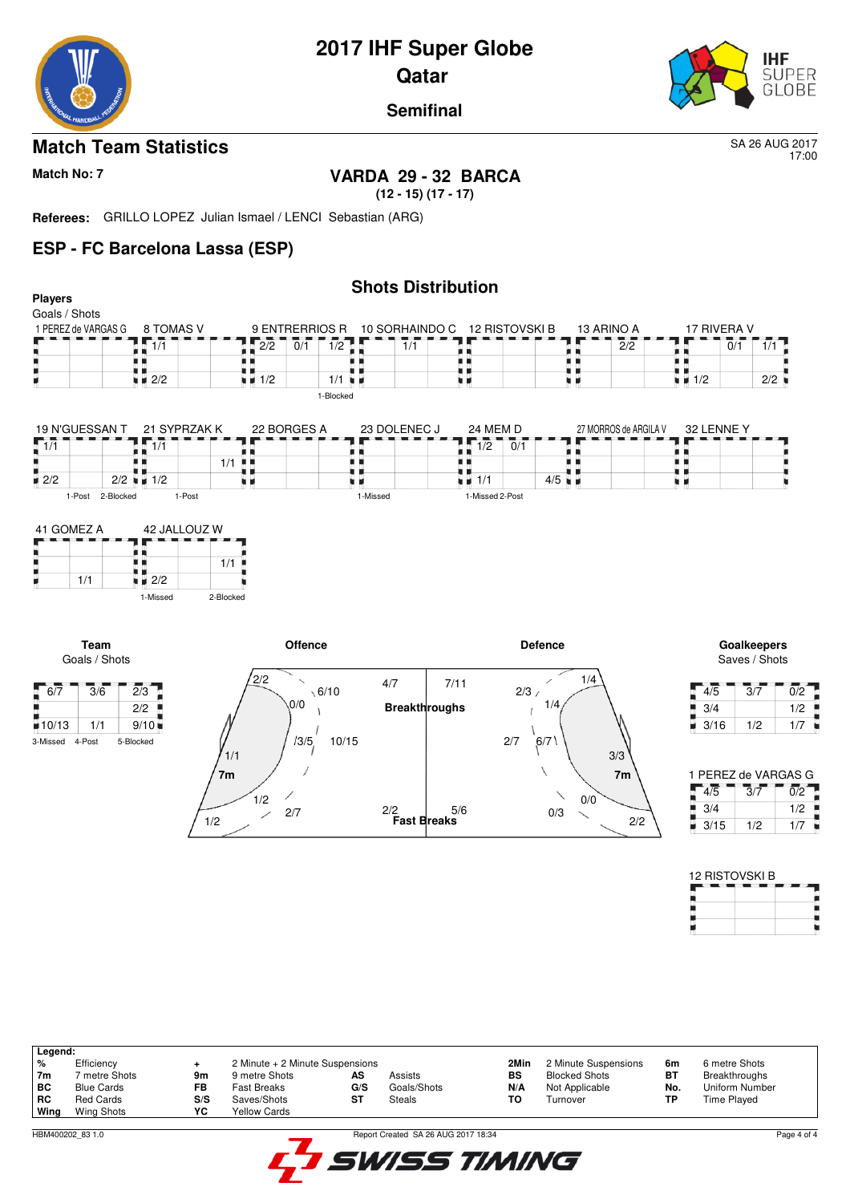# 2017 IHF Super Globe
## Qatar
### Semifinal

## Match Team Statistics

SA 26 AUG 2017
17:00

**Match No: 7**

**VARDA 29 - 32 BARCA**
**(12 - 15) (17 - 17)**

**Referees:** GRILLO LOPEZ Julian Ismael / LENCI Sebastian (ARG)

## ESP - FC Barcelona Lassa (ESP)

### Shots Distribution

**Players**
Goals / Shots

1 PEREZ de VARGAS G

8 TOMAS V
1/1
2/2

9 ENTRERRIOS R
2/2 0/1 1/2
1/2 1/1
1-Blocked

10 SORHAINDO C
1/1

12 RISTOVSKI B

13 ARINO A
2/2

17 RIVERA V
0/1 1/1
1/2 2/2

19 N'GUESSAN T
1/1
2/2 2/2
1-Post 2-Blocked

21 SYPRZAK K
1/1
1/1
1/2
1-Post

22 BORGES A

23 DOLENEC J
1-Missed

24 MEM D
1/2 0/1
1/1 4/5
1-Missed 2-Post

27 MORROS de ARGILA V

32 LENNE Y

41 GOMEZ A
1/1

42 JALLOUZ W
1/1
2/2
1-Missed 2-Blocked

**Team**
Goals / Shots

| | | |
|---|---|---|
| 6/7 | 3/6 | 2/3 |
| | | 2/2 |
| 10/13 | 1/1 | 9/10 |

3-Missed 4-Post 5-Blocked

**Offence**

2/2
6/10
0/0
/3/5
10/15
1/1
7m
1/2
2/7
1/2

**Breakthroughs**
4/7 7/11

**Fast Breaks**
2/2 5/6

**Defence**

2/3
1/4
1/4
2/7
6/7
3/3
7m
0/0
0/3
2/2

**Goalkeepers**
Saves / Shots

| | | |
|---|---|---|
| 4/5 | 3/7 | 0/2 |
| 3/4 | | 1/2 |
| 3/16 | 1/2 | 1/7 |

1 PEREZ de VARGAS G

| | | |
|---|---|---|
| 4/5 | 3/7 | 0/2 |
| 3/4 | | 1/2 |
| 3/15 | 1/2 | 1/7 |

12 RISTOVSKI B

| | | |
|---|---|---|
| | | |
| | | |
| | | |

**Legend:**

| | | | | | | | | | |
|---|---|---|---|---|---|---|---|---|---|
| % | Efficiency | + | 2 Minute + 2 Minute Suspensions | | | 2Min | 2 Minute Suspensions | 6m | 6 metre Shots |
| 7m | 7 metre Shots | 9m | 9 metre Shots | AS | Assists | BS | Blocked Shots | BT | Breakthroughs |
| BC | Blue Cards | FB | Fast Breaks | G/S | Goals/Shots | N/A | Not Applicable | No. | Uniform Number |
| RC | Red Cards | S/S | Saves/Shots | ST | Steals | TO | Turnover | TP | Time Played |
| Wing | Wing Shots | YC | Yellow Cards | | | | | | |

HBM400202_83 1.0 Report Created SA 26 AUG 2017 18:34